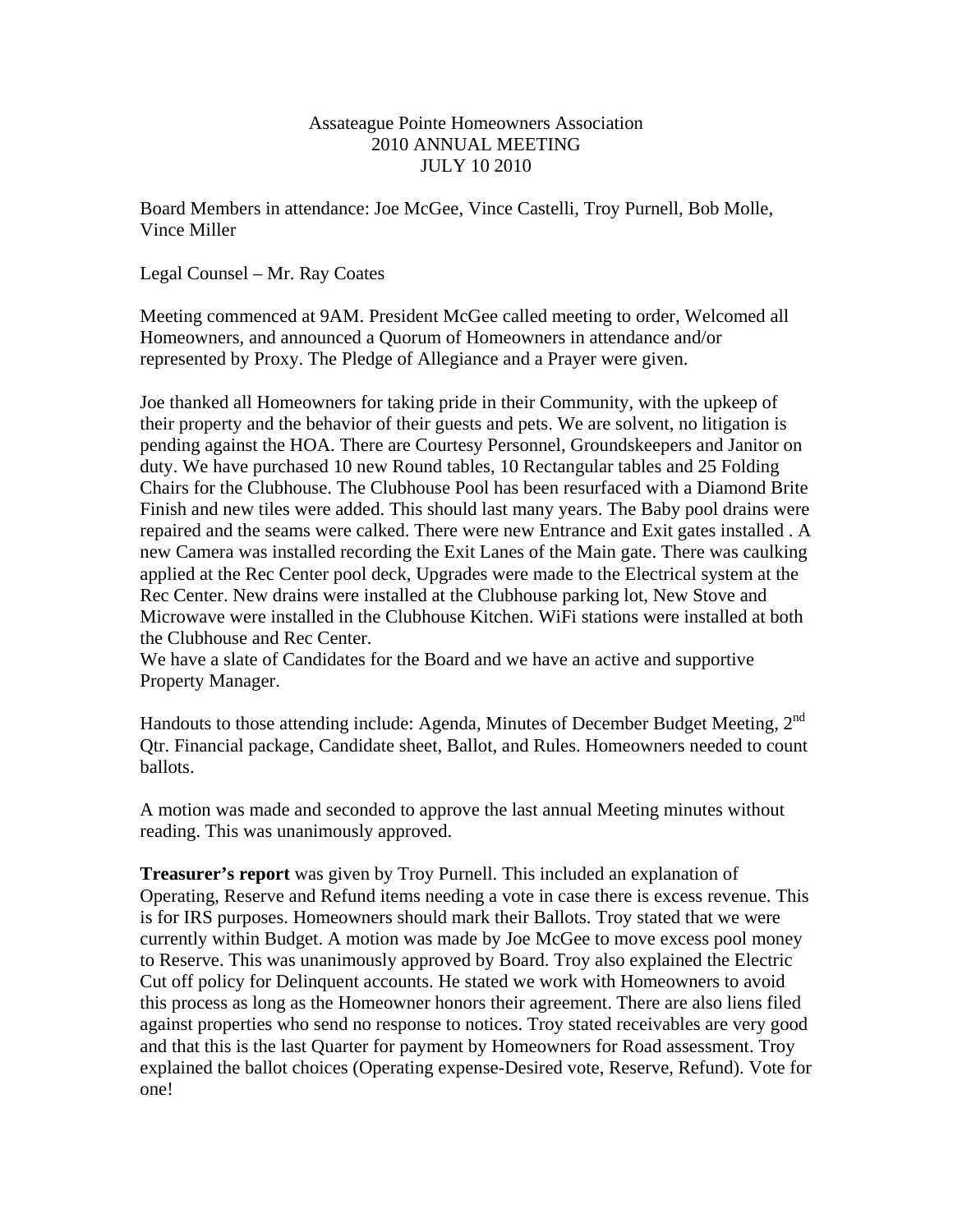Assateague Pointe Homeowners Association
2010 ANNUAL MEETING
JULY 10 2010

Board Members in attendance: Joe McGee, Vince Castelli, Troy Purnell, Bob Molle, Vince Miller

Legal Counsel – Mr. Ray Coates

Meeting commenced at 9AM. President McGee called meeting to order, Welcomed all Homeowners, and announced a Quorum of Homeowners in attendance and/or represented by Proxy. The Pledge of Allegiance and a Prayer were given.

Joe thanked all Homeowners for taking pride in their Community, with the upkeep of their property and the behavior of their guests and pets. We are solvent, no litigation is pending against the HOA. There are Courtesy Personnel, Groundskeepers and Janitor on duty. We have purchased 10 new Round tables, 10 Rectangular tables and 25 Folding Chairs for the Clubhouse. The Clubhouse Pool has been resurfaced with a Diamond Brite Finish and new tiles were added. This should last many years. The Baby pool drains were repaired and the seams were calked. There were new Entrance and Exit gates installed . A new Camera was installed recording the Exit Lanes of the Main gate. There was caulking applied at the Rec Center pool deck, Upgrades were made to the Electrical system at the Rec Center. New drains were installed at the Clubhouse parking lot, New Stove and Microwave were installed in the Clubhouse Kitchen. WiFi stations were installed at both the Clubhouse and Rec Center.
We have a slate of Candidates for the Board and we have an active and supportive Property Manager.

Handouts to those attending include: Agenda, Minutes of December Budget Meeting, 2nd Qtr. Financial package, Candidate sheet, Ballot, and Rules. Homeowners needed to count ballots.

A motion was made and seconded to approve the last annual Meeting minutes without reading. This was unanimously approved.

**Treasurer's report** was given by Troy Purnell. This included an explanation of Operating, Reserve and Refund items needing a vote in case there is excess revenue. This is for IRS purposes. Homeowners should mark their Ballots. Troy stated that we were currently within Budget. A motion was made by Joe McGee to move excess pool money to Reserve. This was unanimously approved by Board. Troy also explained the Electric Cut off policy for Delinquent accounts. He stated we work with Homeowners to avoid this process as long as the Homeowner honors their agreement. There are also liens filed against properties who send no response to notices. Troy stated receivables are very good and that this is the last Quarter for payment by Homeowners for Road assessment. Troy explained the ballot choices (Operating expense-Desired vote, Reserve, Refund). Vote for one!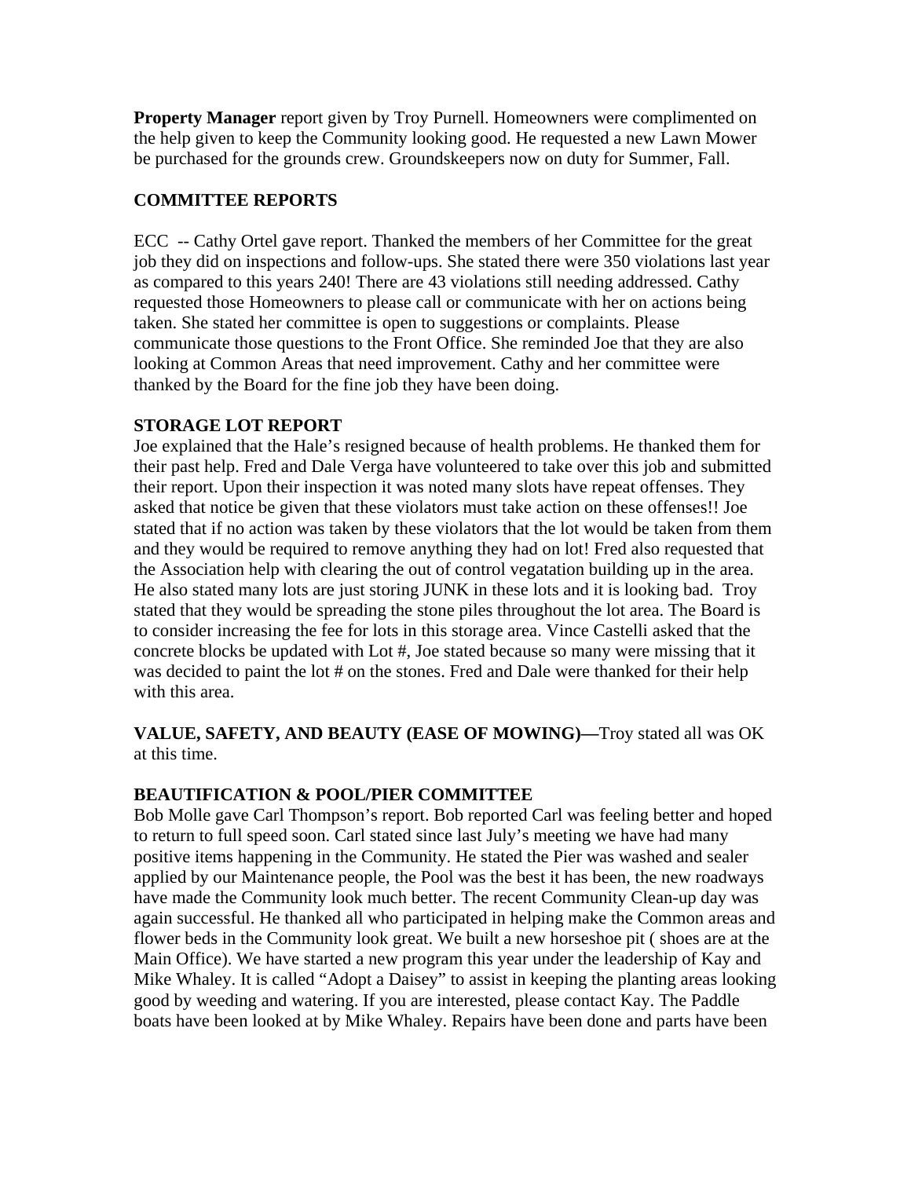**Property Manager** report given by Troy Purnell. Homeowners were complimented on the help given to keep the Community looking good. He requested a new Lawn Mower be purchased for the grounds crew. Groundskeepers now on duty for Summer, Fall.

**COMMITTEE REPORTS**

ECC -- Cathy Ortel gave report. Thanked the members of her Committee for the great job they did on inspections and follow-ups. She stated there were 350 violations last year as compared to this years 240! There are 43 violations still needing addressed. Cathy requested those Homeowners to please call or communicate with her on actions being taken. She stated her committee is open to suggestions or complaints. Please communicate those questions to the Front Office. She reminded Joe that they are also looking at Common Areas that need improvement. Cathy and her committee were thanked by the Board for the fine job they have been doing.

**STORAGE LOT REPORT**

Joe explained that the Hale's resigned because of health problems. He thanked them for their past help. Fred and Dale Verga have volunteered to take over this job and submitted their report. Upon their inspection it was noted many slots have repeat offenses. They asked that notice be given that these violators must take action on these offenses!! Joe stated that if no action was taken by these violators that the lot would be taken from them and they would be required to remove anything they had on lot! Fred also requested that the Association help with clearing the out of control vegatation building up in the area. He also stated many lots are just storing JUNK in these lots and it is looking bad. Troy stated that they would be spreading the stone piles throughout the lot area. The Board is to consider increasing the fee for lots in this storage area. Vince Castelli asked that the concrete blocks be updated with Lot #, Joe stated because so many were missing that it was decided to paint the lot # on the stones. Fred and Dale were thanked for their help with this area.

**VALUE, SAFETY, AND BEAUTY (EASE OF MOWING)—**Troy stated all was OK at this time.

**BEAUTIFICATION & POOL/PIER COMMITTEE**

Bob Molle gave Carl Thompson's report. Bob reported Carl was feeling better and hoped to return to full speed soon. Carl stated since last July's meeting we have had many positive items happening in the Community. He stated the Pier was washed and sealer applied by our Maintenance people, the Pool was the best it has been, the new roadways have made the Community look much better. The recent Community Clean-up day was again successful. He thanked all who participated in helping make the Common areas and flower beds in the Community look great. We built a new horseshoe pit ( shoes are at the Main Office). We have started a new program this year under the leadership of Kay and Mike Whaley. It is called "Adopt a Daisey" to assist in keeping the planting areas looking good by weeding and watering. If you are interested, please contact Kay. The Paddle boats have been looked at by Mike Whaley. Repairs have been done and parts have been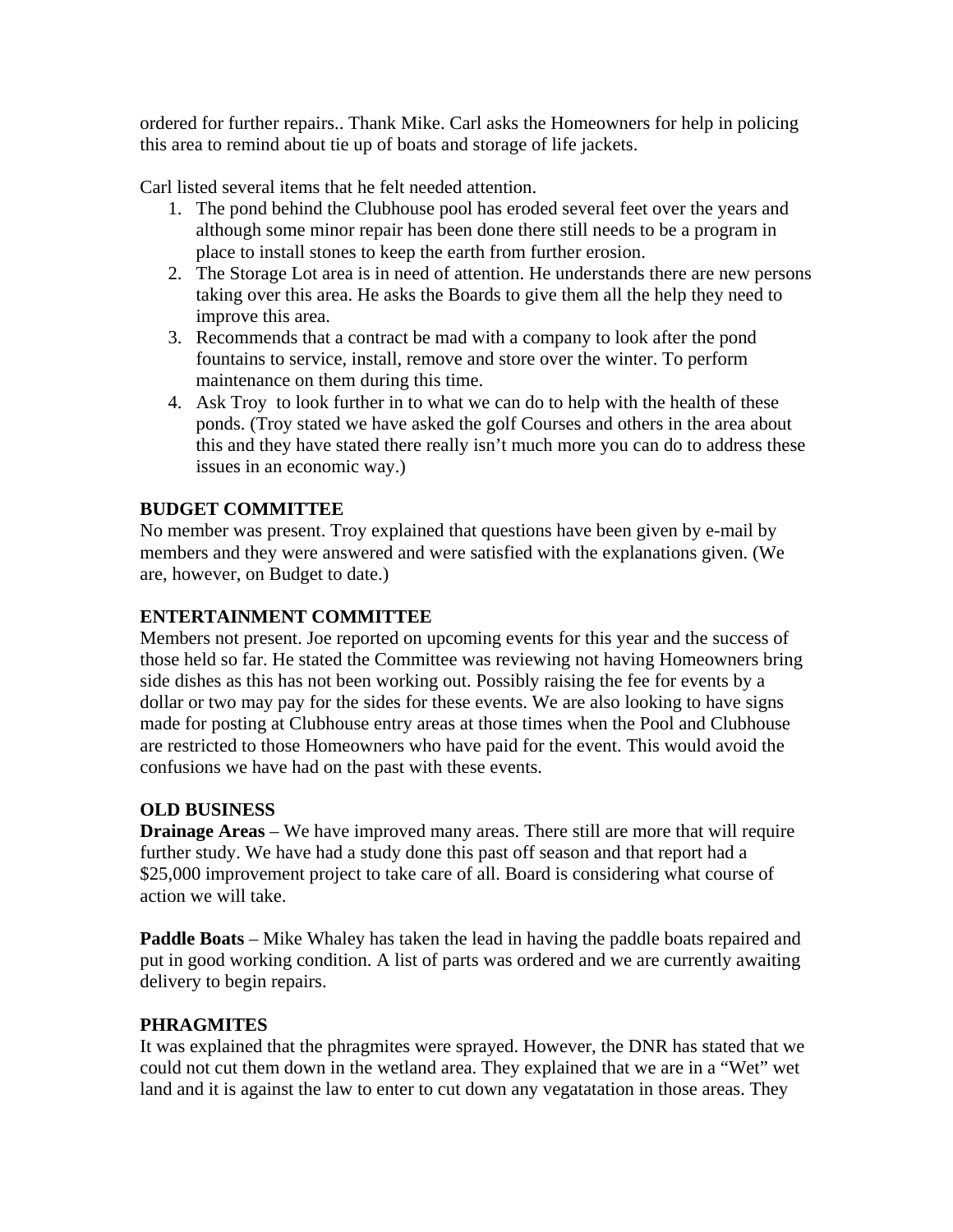ordered for further repairs.. Thank Mike. Carl asks the Homeowners for help in policing this area to remind about tie up of boats and storage of life jackets.

Carl listed several items that he felt needed attention.

1. The pond behind the Clubhouse pool has eroded several feet over the years and although some minor repair has been done there still needs to be a program in place to install stones to keep the earth from further erosion.
2. The Storage Lot area is in need of attention. He understands there are new persons taking over this area. He asks the Boards to give them all the help they need to improve this area.
3. Recommends that a contract be mad with a company to look after the pond fountains to service, install, remove and store over the winter. To perform maintenance on them during this time.
4. Ask Troy  to look further in to what we can do to help with the health of these ponds. (Troy stated we have asked the golf Courses and others in the area about this and they have stated there really isn't much more you can do to address these issues in an economic way.)

**BUDGET COMMITTEE**

No member was present. Troy explained that questions have been given by e-mail by members and they were answered and were satisfied with the explanations given. (We are, however, on Budget to date.)

**ENTERTAINMENT COMMITTEE**

Members not present. Joe reported on upcoming events for this year and the success of those held so far. He stated the Committee was reviewing not having Homeowners bring side dishes as this has not been working out. Possibly raising the fee for events by a dollar or two may pay for the sides for these events. We are also looking to have signs made for posting at Clubhouse entry areas at those times when the Pool and Clubhouse are restricted to those Homeowners who have paid for the event. This would avoid the confusions we have had on the past with these events.

**OLD BUSINESS**

**Drainage Areas** – We have improved many areas. There still are more that will require further study. We have had a study done this past off season and that report had a $25,000 improvement project to take care of all. Board is considering what course of action we will take.

**Paddle Boats** – Mike Whaley has taken the lead in having the paddle boats repaired and put in good working condition. A list of parts was ordered and we are currently awaiting delivery to begin repairs.

**PHRAGMITES**

It was explained that the phragmites were sprayed. However, the DNR has stated that we could not cut them down in the wetland area. They explained that we are in a "Wet" wet land and it is against the law to enter to cut down any vegatatation in those areas. They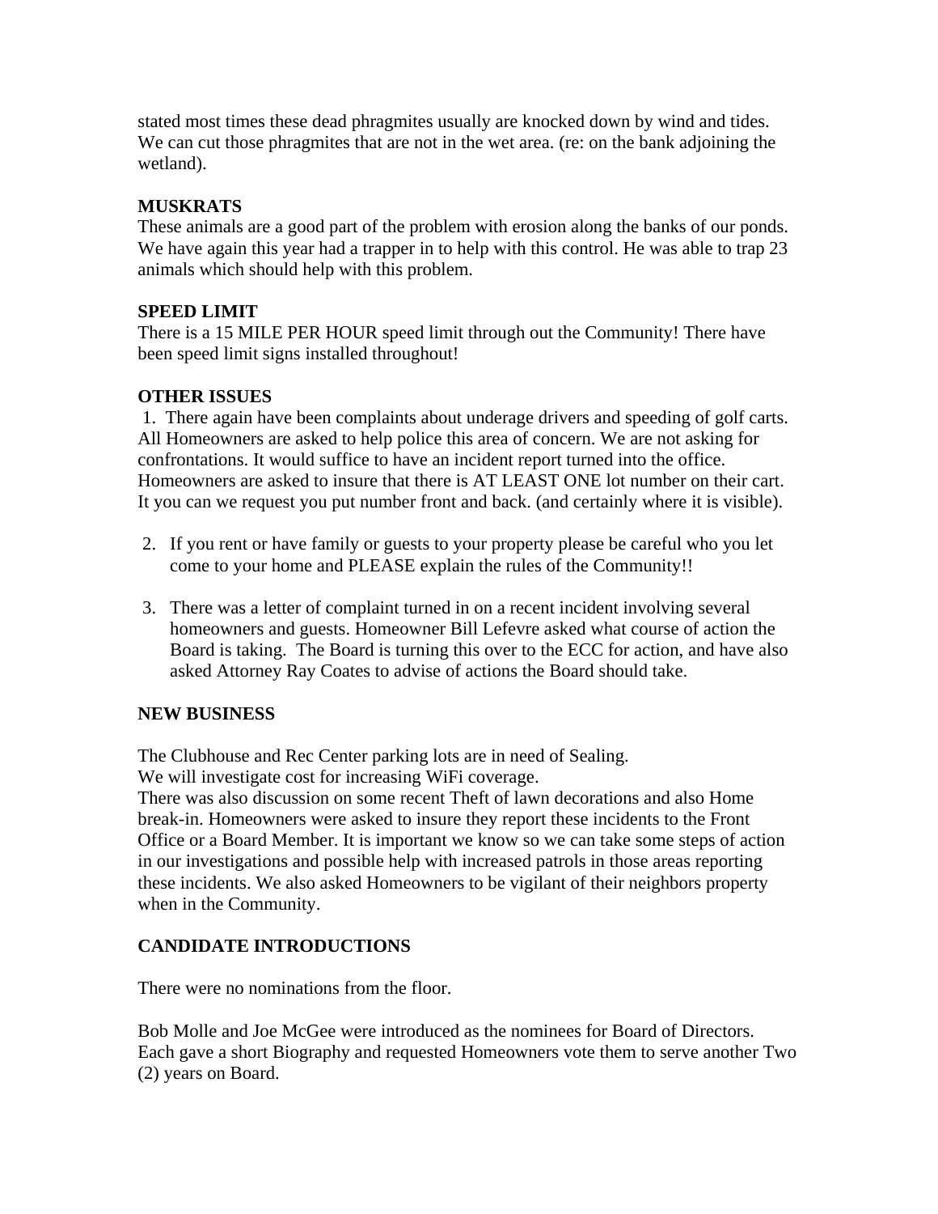stated most times these dead phragmites usually are knocked down by wind and tides. We can cut those phragmites that are not in the wet area. (re: on the bank adjoining the wetland).

**MUSKRATS**

These animals are a good part of the problem with erosion along the banks of our ponds. We have again this year had a trapper in to help with this control. He was able to trap 23 animals which should help with this problem.

**SPEED LIMIT**

There is a 15 MILE PER HOUR speed limit through out the Community! There have been speed limit signs installed throughout!

**OTHER ISSUES**

1. There again have been complaints about underage drivers and speeding of golf carts. All Homeowners are asked to help police this area of concern. We are not asking for confrontations. It would suffice to have an incident report turned into the office. Homeowners are asked to insure that there is AT LEAST ONE lot number on their cart. It you can we request you put number front and back. (and certainly where it is visible).

2. If you rent or have family or guests to your property please be careful who you let come to your home and PLEASE explain the rules of the Community!!

3. There was a letter of complaint turned in on a recent incident involving several homeowners and guests. Homeowner Bill Lefevre asked what course of action the Board is taking. The Board is turning this over to the ECC for action, and have also asked Attorney Ray Coates to advise of actions the Board should take.

**NEW BUSINESS**

The Clubhouse and Rec Center parking lots are in need of Sealing.
We will investigate cost for increasing WiFi coverage.
There was also discussion on some recent Theft of lawn decorations and also Home break-in. Homeowners were asked to insure they report these incidents to the Front Office or a Board Member. It is important we know so we can take some steps of action in our investigations and possible help with increased patrols in those areas reporting these incidents. We also asked Homeowners to be vigilant of their neighbors property when in the Community.

**CANDIDATE INTRODUCTIONS**

There were no nominations from the floor.

Bob Molle and Joe McGee were introduced as the nominees for Board of Directors. Each gave a short Biography and requested Homeowners vote them to serve another Two (2) years on Board.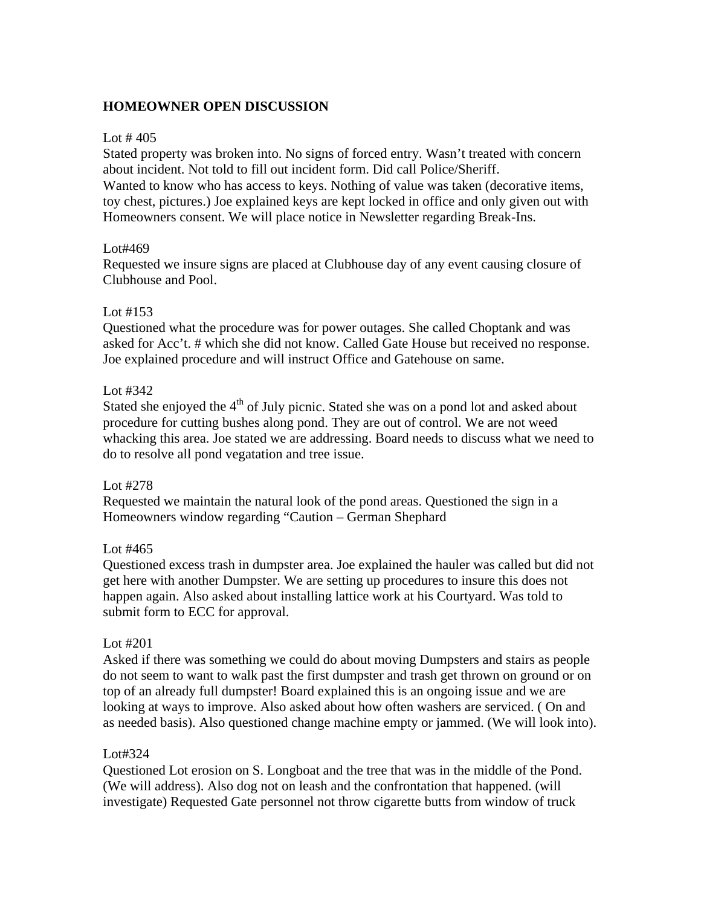**HOMEOWNER OPEN DISCUSSION**

Lot # 405
Stated property was broken into. No signs of forced entry. Wasn't treated with concern about incident. Not told to fill out incident form. Did call Police/Sheriff.
Wanted to know who has access to keys. Nothing of value was taken (decorative items, toy chest, pictures.) Joe explained keys are kept locked in office and only given out with Homeowners consent. We will place notice in Newsletter regarding Break-Ins.

Lot#469
Requested we insure signs are placed at Clubhouse day of any event causing closure of Clubhouse and Pool.

Lot #153
Questioned what the procedure was for power outages. She called Choptank and was asked for Acc't. # which she did not know. Called Gate House but received no response. Joe explained procedure and will instruct Office and Gatehouse on same.

Lot #342
Stated she enjoyed the 4th of July picnic. Stated she was on a pond lot and asked about procedure for cutting bushes along pond. They are out of control. We are not weed whacking this area. Joe stated we are addressing. Board needs to discuss what we need to do to resolve all pond vegatation and tree issue.

Lot #278
Requested we maintain the natural look of the pond areas. Questioned the sign in a Homeowners window regarding "Caution – German Shephard

Lot #465
Questioned excess trash in dumpster area. Joe explained the hauler was called but did not get here with another Dumpster. We are setting up procedures to insure this does not happen again. Also asked about installing lattice work at his Courtyard. Was told to submit form to ECC for approval.

Lot #201
Asked if there was something we could do about moving Dumpsters and stairs as people do not seem to want to walk past the first dumpster and trash get thrown on ground or on top of an already full dumpster! Board explained this is an ongoing issue and we are looking at ways to improve. Also asked about how often washers are serviced. ( On and as needed basis). Also questioned change machine empty or jammed. (We will look into).

Lot#324
Questioned Lot erosion on S. Longboat and the tree that was in the middle of the Pond. (We will address). Also dog not on leash and the confrontation that happened. (will investigate) Requested Gate personnel not throw cigarette butts from window of truck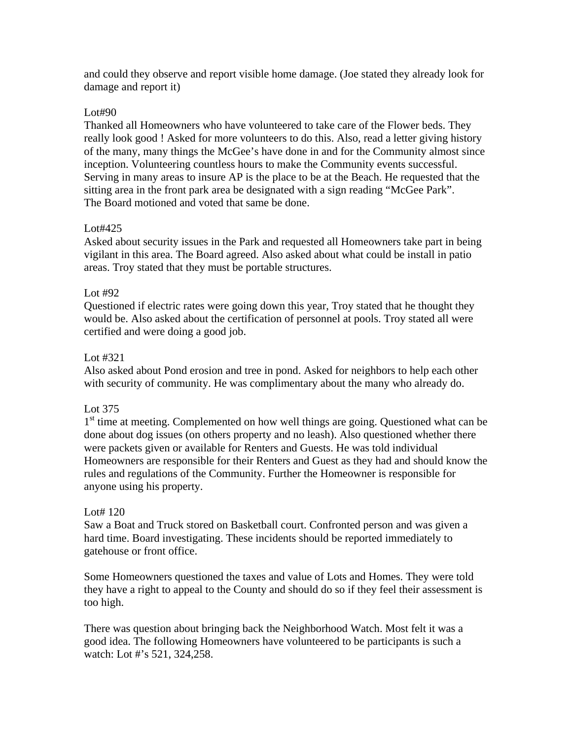and could they observe and report visible home damage. (Joe stated they already look for damage and report it)

Lot#90
Thanked all Homeowners who have volunteered to take care of the Flower beds. They really look good ! Asked for more volunteers to do this. Also, read a letter giving history of the many, many things the McGee's have done in and for the Community almost since inception. Volunteering countless hours to make the Community events successful. Serving in many areas to insure AP is the place to be at the Beach. He requested that the sitting area in the front park area be designated with a sign reading "McGee Park".
The Board motioned and voted that same be done.

Lot#425
Asked about security issues in the Park and requested all Homeowners take part in being vigilant in this area. The Board agreed. Also asked about what could be install in patio areas. Troy stated that they must be portable structures.

Lot #92
Questioned if electric rates were going down this year, Troy stated that he thought they would be. Also asked about the certification of personnel at pools. Troy stated all were certified and were doing a good job.

Lot #321
Also asked about Pond erosion and tree in pond. Asked for neighbors to help each other with security of community. He was complimentary about the many who already do.

Lot 375
1st time at meeting. Complemented on how well things are going. Questioned what can be done about dog issues (on others property and no leash). Also questioned whether there were packets given or available for Renters and Guests. He was told individual Homeowners are responsible for their Renters and Guest as they had and should know the rules and regulations of the Community. Further the Homeowner is responsible for anyone using his property.

Lot# 120
Saw a Boat and Truck stored on Basketball court. Confronted person and was given a hard time. Board investigating. These incidents should be reported immediately to gatehouse or front office.

Some Homeowners questioned the taxes and value of Lots and Homes. They were told they have a right to appeal to the County and should do so if they feel their assessment is too high.

There was question about bringing back the Neighborhood Watch. Most felt it was a good idea. The following Homeowners have volunteered to be participants is such a watch: Lot #'s 521, 324,258.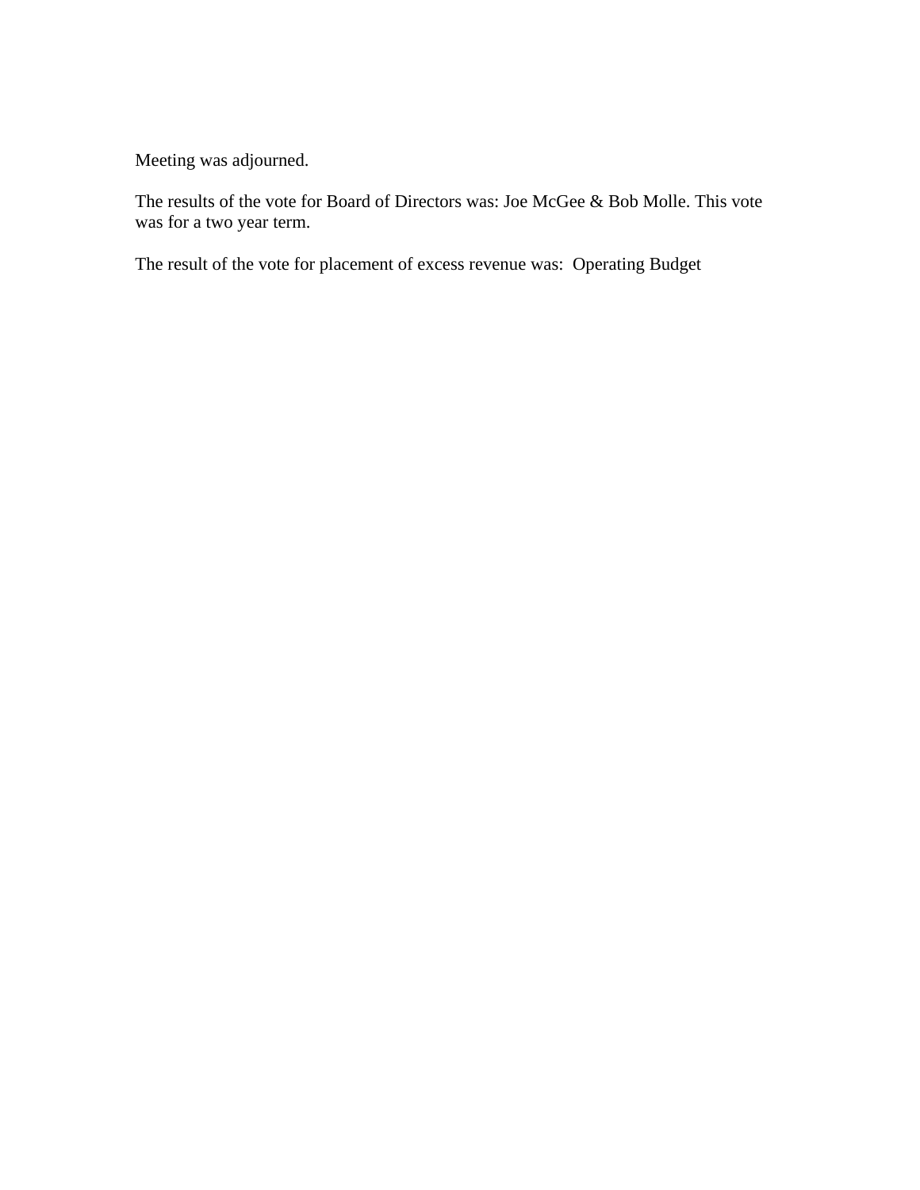Meeting was adjourned.

The results of the vote for Board of Directors was: Joe McGee & Bob Molle. This vote was for a two year term.

The result of the vote for placement of excess revenue was: Operating Budget